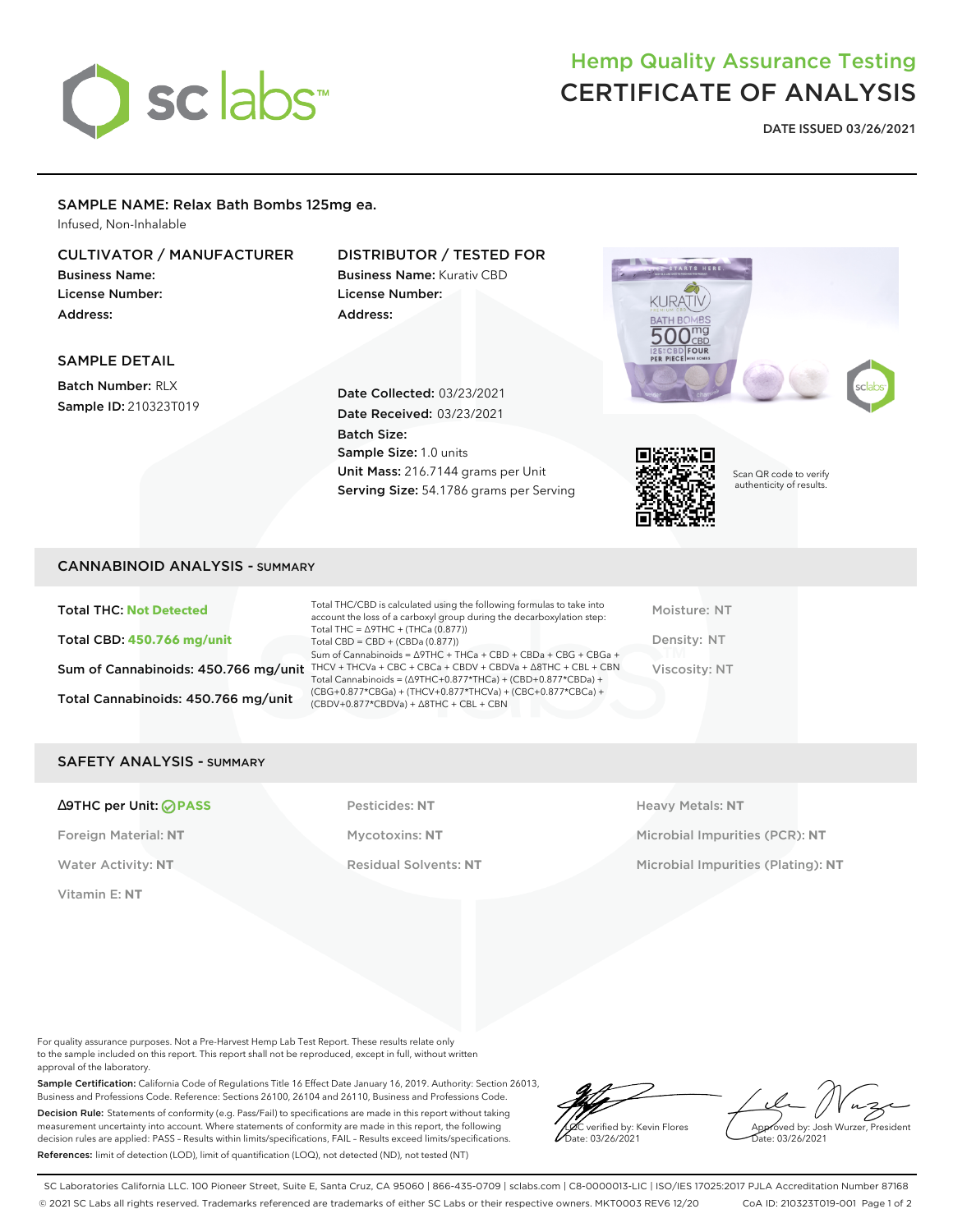# Hemp Quality Assurance Testing
# CERTIFICATE OF ANALYSIS

**DATE ISSUED 03/26/2021**

## SAMPLE NAME: Relax Bath Bombs 125mg ea.

Infused, Non-Inhalable

### CULTIVATOR / MANUFACTURER

**Business Name:**
**License Number:**
**Address:**

### DISTRIBUTOR / TESTED FOR

**Business Name:** Kurativ CBD
**License Number:**
**Address:**

### SAMPLE DETAIL

**Batch Number:** RLX
**Sample ID:** 210323T019

**Date Collected:** 03/23/2021
**Date Received:** 03/23/2021
**Batch Size:**
**Sample Size:** 1.0 units
**Unit Mass:** 216.7144 grams per Unit
**Serving Size:** 54.1786 grams per Serving

Scan QR code to verify authenticity of results.

## CANNABINOID ANALYSIS - SUMMARY

**Total THC: Not Detected**

**Total CBD: 450.766 mg/unit**

**Sum of Cannabinoids: 450.766 mg/unit**

**Total Cannabinoids: 450.766 mg/unit**

Total THC/CBD is calculated using the following formulas to take into account the loss of a carboxyl group during the decarboxylation step:
Total THC = Δ9THC + (THCa (0.877))
Total CBD = CBD + (CBDa (0.877))
Sum of Cannabinoids = Δ9THC + THCa + CBD + CBDa + CBG + CBGa + THCV + THCVa + CBC + CBCa + CBDV + CBDVa + Δ8THC + CBL + CBN
Total Cannabinoids = (Δ9THC+0.877*THCa) + (CBD+0.877*CBDa) + (CBG+0.877*CBGa) + (THCV+0.877*THCVa) + (CBC+0.877*CBCa) + (CBDV+0.877*CBDVa) + Δ8THC + CBL + CBN

Moisture: NT
Density: NT
Viscosity: NT

## SAFETY ANALYSIS - SUMMARY

**Δ9THC per Unit: PASS**
Foreign Material: **NT**
Water Activity: **NT**
Vitamin E: **NT**

Pesticides: **NT**
Mycotoxins: **NT**
Residual Solvents: **NT**

Heavy Metals: **NT**
Microbial Impurities (PCR): **NT**
Microbial Impurities (Plating): **NT**

For quality assurance purposes. Not a Pre-Harvest Hemp Lab Test Report. These results relate only to the sample included on this report. This report shall not be reproduced, except in full, without written approval of the laboratory.

**Sample Certification:** California Code of Regulations Title 16 Effect Date January 16, 2019. Authority: Section 26013, Business and Professions Code. Reference: Sections 26100, 26104 and 26110, Business and Professions Code.

**Decision Rule:** Statements of conformity (e.g. Pass/Fail) to specifications are made in this report without taking measurement uncertainty into account. Where statements of conformity are made in this report, the following decision rules are applied: PASS – Results within limits/specifications, FAIL – Results exceed limits/specifications.

**References:** limit of detection (LOD), limit of quantification (LOQ), not detected (ND), not tested (NT)

LQC verified by: Kevin Flores
Date: 03/26/2021

Approved by: Josh Wurzer, President
Date: 03/26/2021

SC Laboratories California LLC. 100 Pioneer Street, Suite E, Santa Cruz, CA 95060 | 866-435-0709 | sclabs.com | C8-0000013-LIC | ISO/IES 17025:2017 PJLA Accreditation Number 87168
© 2021 SC Labs all rights reserved. Trademarks referenced are trademarks of either SC Labs or their respective owners. MKT0003 REV6 12/20 CoA ID: 210323T019-001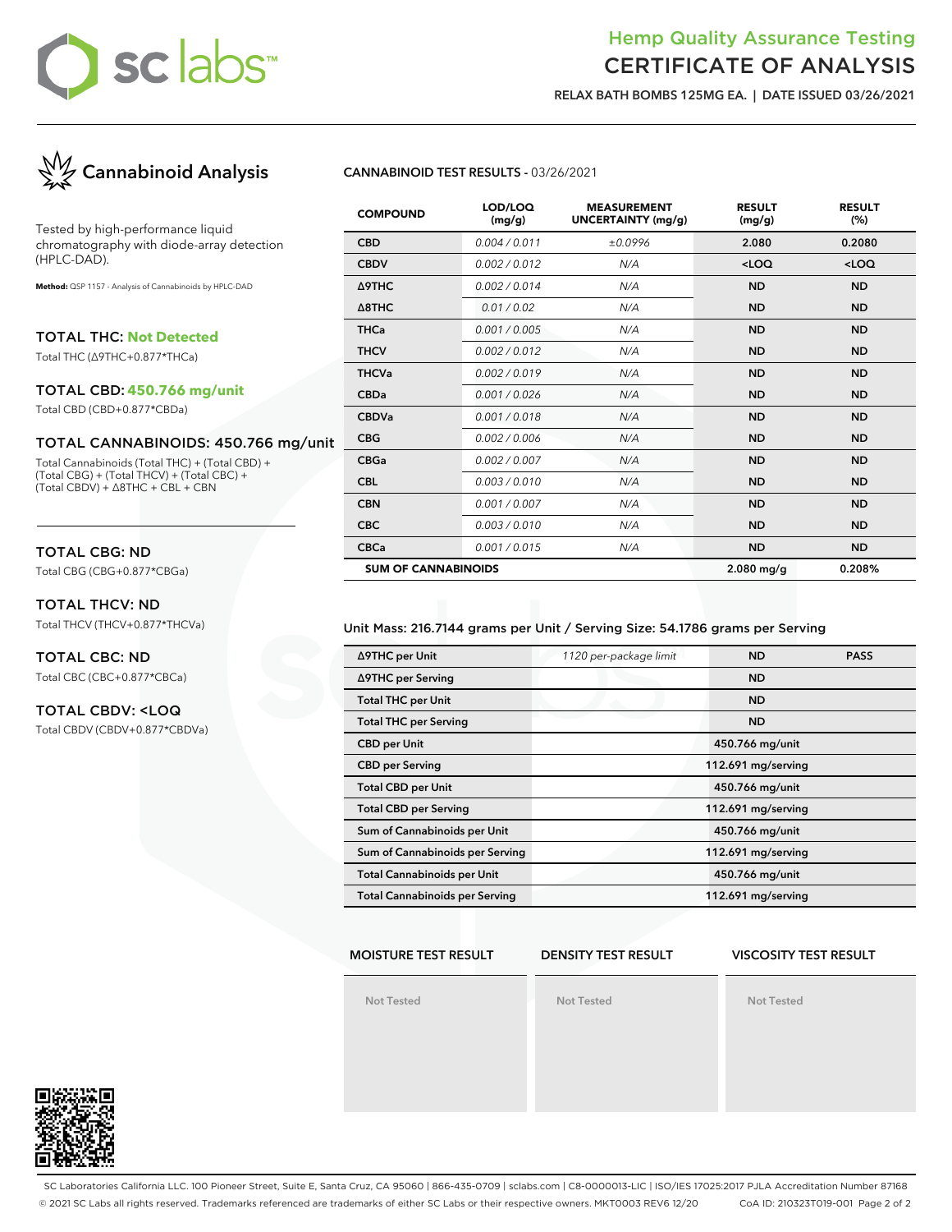# Hemp Quality Assurance Testing
# CERTIFICATE OF ANALYSIS

**RELAX BATH BOMBS 125MG EA. | DATE ISSUED 03/26/2021**

## Cannabinoid Analysis

Tested by high-performance liquid chromatography with diode-array detection (HPLC-DAD).

**Method:** QSP 1157 - Analysis of Cannabinoids by HPLC-DAD

### TOTAL THC: Not Detected

Total THC (Δ9THC+0.877*THCa)

### TOTAL CBD: 450.766 mg/unit

Total CBD (CBD+0.877*CBDa)

### TOTAL CANNABINOIDS: 450.766 mg/unit

Total Cannabinoids (Total THC) + (Total CBD) + (Total CBG) + (Total THCV) + (Total CBC) + (Total CBDV) + Δ8THC + CBL + CBN

### TOTAL CBG: ND

Total CBG (CBG+0.877*CBGa)

### TOTAL THCV: ND

Total THCV (THCV+0.877*THCVa)

### TOTAL CBC: ND

Total CBC (CBC+0.877*CBCa)

### TOTAL CBDV: <LOQ

Total CBDV (CBDV+0.877*CBDVa)

**CANNABINOID TEST RESULTS** - 03/26/2021

| COMPOUND | LOD/LOQ (mg/g) | MEASUREMENT UNCERTAINTY (mg/g) | RESULT (mg/g) | RESULT (%) |
|---|---|---|---|---|
| CBD | 0.004 / 0.011 | ±0.0996 | 2.080 | 0.2080 |
| CBDV | 0.002 / 0.012 | N/A | <LOQ | <LOQ |
| Δ9THC | 0.002 / 0.014 | N/A | ND | ND |
| Δ8THC | 0.01 / 0.02 | N/A | ND | ND |
| THCa | 0.001 / 0.005 | N/A | ND | ND |
| THCV | 0.002 / 0.012 | N/A | ND | ND |
| THCVa | 0.002 / 0.019 | N/A | ND | ND |
| CBDa | 0.001 / 0.026 | N/A | ND | ND |
| CBDVa | 0.001 / 0.018 | N/A | ND | ND |
| CBG | 0.002 / 0.006 | N/A | ND | ND |
| CBGa | 0.002 / 0.007 | N/A | ND | ND |
| CBL | 0.003 / 0.010 | N/A | ND | ND |
| CBN | 0.001 / 0.007 | N/A | ND | ND |
| CBC | 0.003 / 0.010 | N/A | ND | ND |
| CBCa | 0.001 / 0.015 | N/A | ND | ND |
| SUM OF CANNABINOIDS | | | 2.080 mg/g | 0.208% |

Unit Mass: 216.7144 grams per Unit / Serving Size: 54.1786 grams per Serving

| | | | |
|---|---|---|---|
| Δ9THC per Unit | 1120 per-package limit | ND | PASS |
| Δ9THC per Serving | | ND | |
| Total THC per Unit | | ND | |
| Total THC per Serving | | ND | |
| CBD per Unit | | 450.766 mg/unit | |
| CBD per Serving | | 112.691 mg/serving | |
| Total CBD per Unit | | 450.766 mg/unit | |
| Total CBD per Serving | | 112.691 mg/serving | |
| Sum of Cannabinoids per Unit | | 450.766 mg/unit | |
| Sum of Cannabinoids per Serving | | 112.691 mg/serving | |
| Total Cannabinoids per Unit | | 450.766 mg/unit | |
| Total Cannabinoids per Serving | | 112.691 mg/serving | |

| MOISTURE TEST RESULT | DENSITY TEST RESULT | VISCOSITY TEST RESULT |
|---|---|---|
| Not Tested | Not Tested | Not Tested |

SC Laboratories California LLC. 100 Pioneer Street, Suite E, Santa Cruz, CA 95060 | 866-435-0709 | sclabs.com | C8-0000013-LIC | ISO/IES 17025:2017 PJLA Accreditation Number 87168
© 2021 SC Labs all rights reserved. Trademarks referenced are trademarks of either SC Labs or their respective owners. MKT0003 REV6 12/20 CoA ID: 210323T019-001